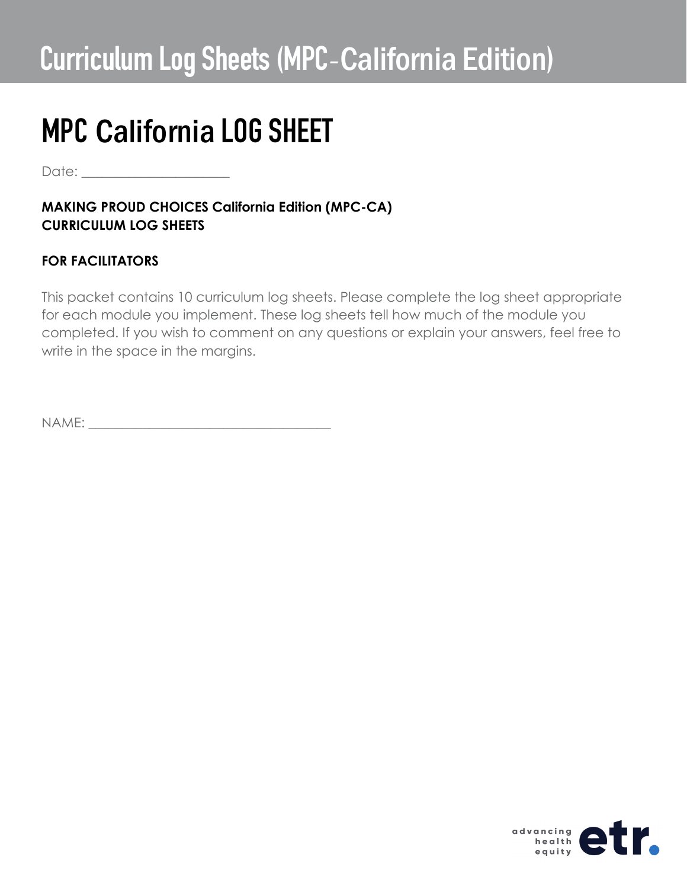# Curriculum Log Sheets (MPC-California Edition)

## MPC California LOG SHEET

Date: ____________________

**MAKING PROUD CHOICES California Edition (MPC-CA)**
**CURRICULUM LOG SHEETS**

**FOR FACILITATORS**

This packet contains 10 curriculum log sheets. Please complete the log sheet appropriate for each module you implement. These log sheets tell how much of the module you completed. If you wish to comment on any questions or explain your answers, feel free to write in the space in the margins.

NAME: ________________________________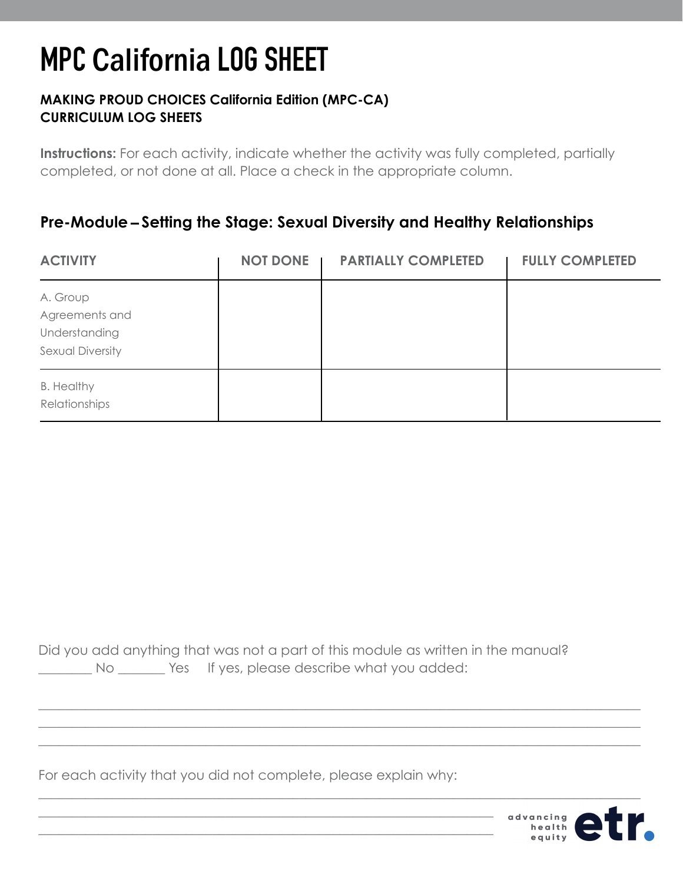# MPC California LOG SHEET

**MAKING PROUD CHOICES California Edition (MPC-CA)**
**CURRICULUM LOG SHEETS**

**Instructions:** For each activity, indicate whether the activity was fully completed, partially completed, or not done at all. Place a check in the appropriate column.

## Pre-Module – Setting the Stage: Sexual Diversity and Healthy Relationships

| ACTIVITY | NOT DONE | PARTIALLY COMPLETED | FULLY COMPLETED |
|---|---|---|---|
| A. Group Agreements and Understanding Sexual Diversity | | | |
| B. Healthy Relationships | | | |

Did you add anything that was not a part of this module as written in the manual?
________ No _______ Yes    If yes, please describe what you added:

______________________________________________________________________________
______________________________________________________________________________
______________________________________________________________________________

For each activity that you did not complete, please explain why:

______________________________________________________________________________
______________________________________________________________________________
______________________________________________________________________________

advancing health equity etr.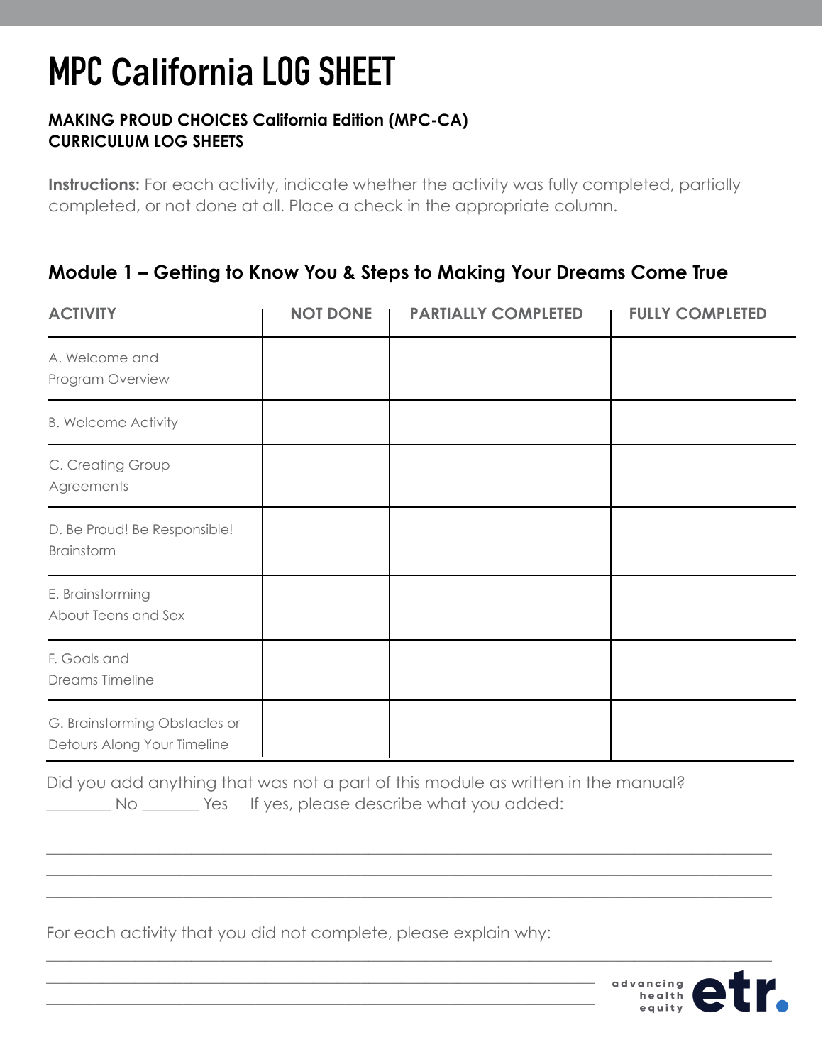# MPC California LOG SHEET

**MAKING PROUD CHOICES California Edition (MPC-CA)**
**CURRICULUM LOG SHEETS**

**Instructions:** For each activity, indicate whether the activity was fully completed, partially completed, or not done at all. Place a check in the appropriate column.

## Module 1 – Getting to Know You & Steps to Making Your Dreams Come True

| ACTIVITY | NOT DONE | PARTIALLY COMPLETED | FULLY COMPLETED |
|---|---|---|---|
| A. Welcome and Program Overview | | | |
| B. Welcome Activity | | | |
| C. Creating Group Agreements | | | |
| D. Be Proud! Be Responsible! Brainstorm | | | |
| E. Brainstorming About Teens and Sex | | | |
| F. Goals and Dreams Timeline | | | |
| G. Brainstorming Obstacles or Detours Along Your Timeline | | | |

Did you add anything that was not a part of this module as written in the manual?
________ No _______ Yes  If yes, please describe what you added:

_______________________________________________________________________________

_______________________________________________________________________________

_______________________________________________________________________________

For each activity that you did not complete, please explain why:

_______________________________________________________________________________

_______________________________________________________________________________

_______________________________________________________________________________

advancing health equity etr.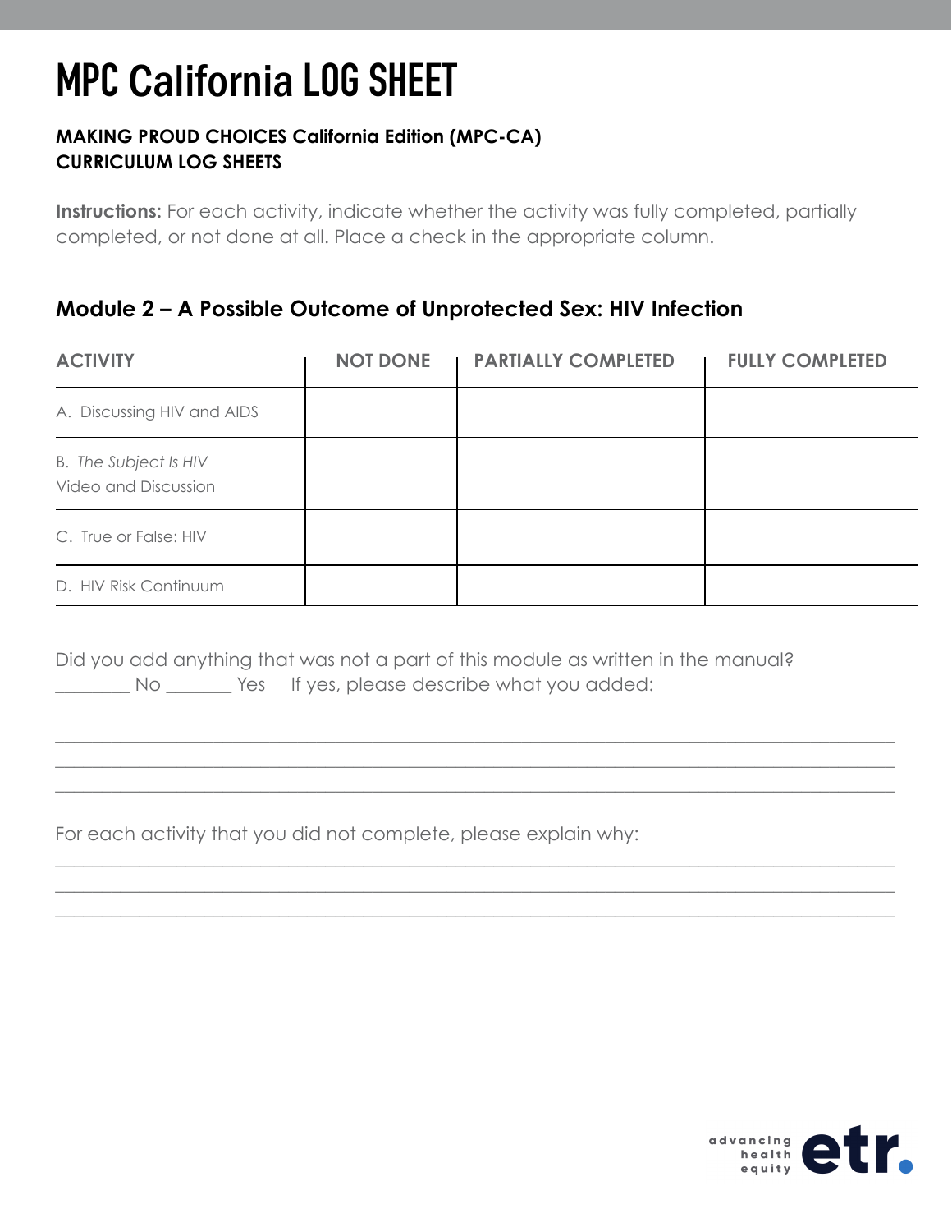# MPC California LOG SHEET

**MAKING PROUD CHOICES California Edition (MPC-CA)**
**CURRICULUM LOG SHEETS**

**Instructions:** For each activity, indicate whether the activity was fully completed, partially completed, or not done at all. Place a check in the appropriate column.

## Module 2 – A Possible Outcome of Unprotected Sex: HIV Infection

| ACTIVITY | NOT DONE | PARTIALLY COMPLETED | FULLY COMPLETED |
|---|---|---|---|
| A. Discussing HIV and AIDS | | | |
| B. *The Subject Is HIV* Video and Discussion | | | |
| C. True or False: HIV | | | |
| D. HIV Risk Continuum | | | |

Did you add anything that was not a part of this module as written in the manual?
________ No _______ Yes If yes, please describe what you added:

______________________________________________________________________________
______________________________________________________________________________
______________________________________________________________________________

For each activity that you did not complete, please explain why:

______________________________________________________________________________
______________________________________________________________________________
______________________________________________________________________________

advancing health equity etr.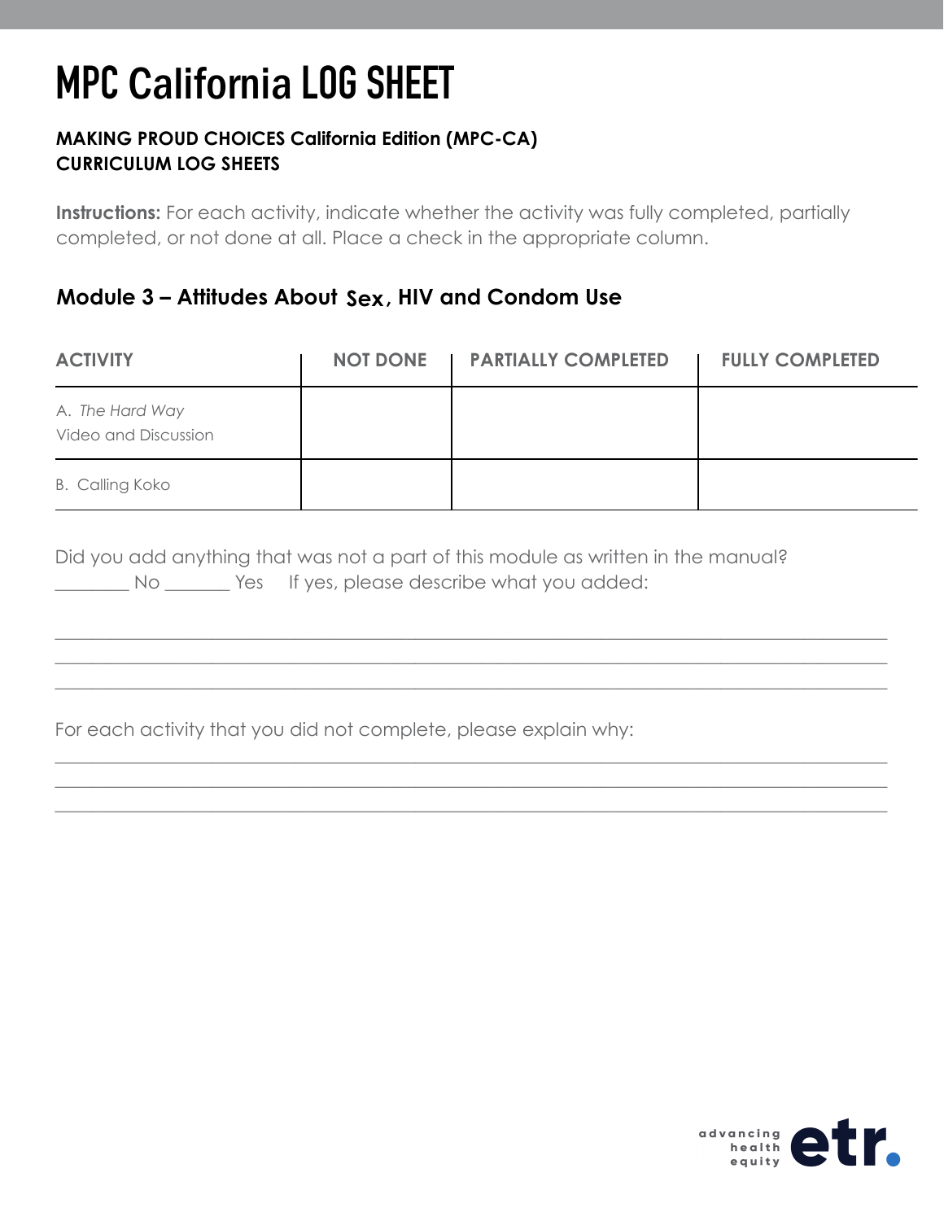# MPC California LOG SHEET

**MAKING PROUD CHOICES California Edition (MPC-CA)**
**CURRICULUM LOG SHEETS**

**Instructions:** For each activity, indicate whether the activity was fully completed, partially completed, or not done at all. Place a check in the appropriate column.

## Module 3 – Attitudes About Sex, HIV and Condom Use

| ACTIVITY | NOT DONE | PARTIALLY COMPLETED | FULLY COMPLETED |
|---|---|---|---|
| A. *The Hard Way* Video and Discussion | | | |
| B. Calling Koko | | | |

Did you add anything that was not a part of this module as written in the manual?
________ No _______ Yes If yes, please describe what you added:

______________________________________________________________________________
______________________________________________________________________________
______________________________________________________________________________

For each activity that you did not complete, please explain why:

______________________________________________________________________________
______________________________________________________________________________
______________________________________________________________________________

advancing health equity etr.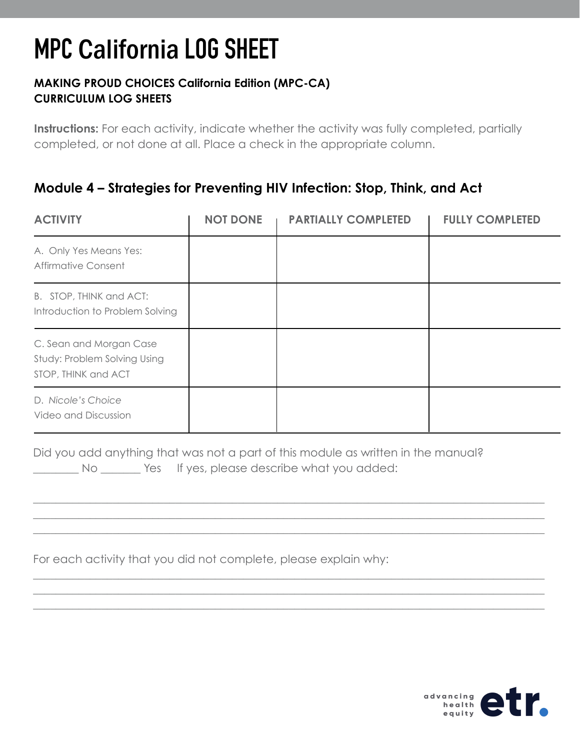# MPC California LOG SHEET

**MAKING PROUD CHOICES California Edition (MPC-CA)**
**CURRICULUM LOG SHEETS**

**Instructions:** For each activity, indicate whether the activity was fully completed, partially completed, or not done at all. Place a check in the appropriate column.

## Module 4 – Strategies for Preventing HIV Infection: Stop, Think, and Act

| ACTIVITY | NOT DONE | PARTIALLY COMPLETED | FULLY COMPLETED |
|---|---|---|---|
| A. Only Yes Means Yes: Affirmative Consent | | | |
| B. STOP, THINK and ACT: Introduction to Problem Solving | | | |
| C. Sean and Morgan Case Study: Problem Solving Using STOP, THINK and ACT | | | |
| D. *Nicole's Choice* Video and Discussion | | | |

Did you add anything that was not a part of this module as written in the manual?
________ No _______ Yes If yes, please describe what you added:

______________________________________________________________________________
______________________________________________________________________________
______________________________________________________________________________

For each activity that you did not complete, please explain why:

______________________________________________________________________________
______________________________________________________________________________
______________________________________________________________________________

advancing health equity etr.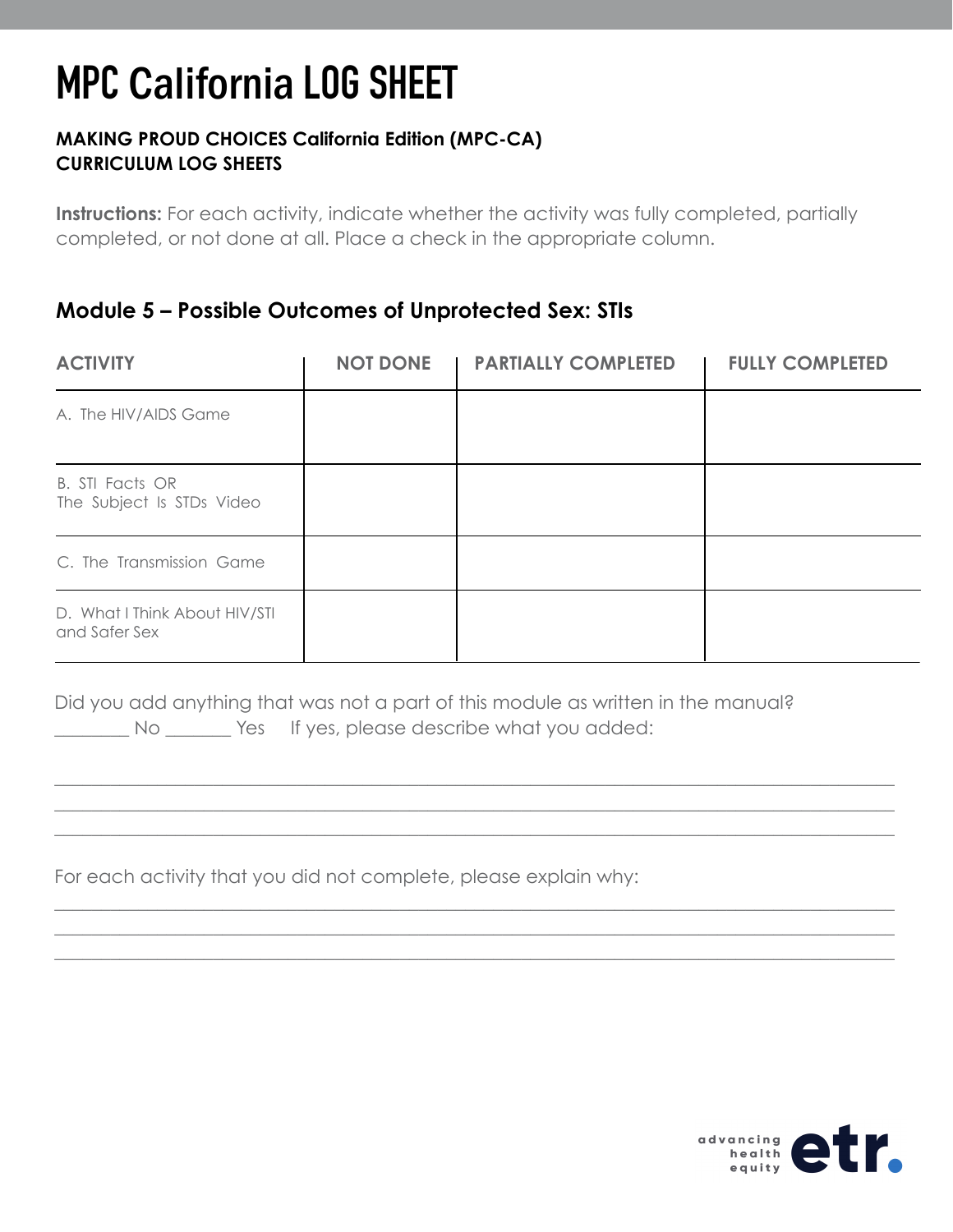# MPC California LOG SHEET

**MAKING PROUD CHOICES California Edition (MPC-CA)**
**CURRICULUM LOG SHEETS**

**Instructions:** For each activity, indicate whether the activity was fully completed, partially completed, or not done at all. Place a check in the appropriate column.

## Module 5 – Possible Outcomes of Unprotected Sex: STIs

| ACTIVITY | NOT DONE | PARTIALLY COMPLETED | FULLY COMPLETED |
|---|---|---|---|
| A. The HIV/AIDS Game | | | |
| B. STI Facts OR The Subject Is STDs Video | | | |
| C. The Transmission Game | | | |
| D. What I Think About HIV/STI and Safer Sex | | | |

Did you add anything that was not a part of this module as written in the manual?
________ No _______ Yes   If yes, please describe what you added:

______________________________________________________________________________
______________________________________________________________________________
______________________________________________________________________________

For each activity that you did not complete, please explain why:

______________________________________________________________________________
______________________________________________________________________________
______________________________________________________________________________

advancing health equity etr.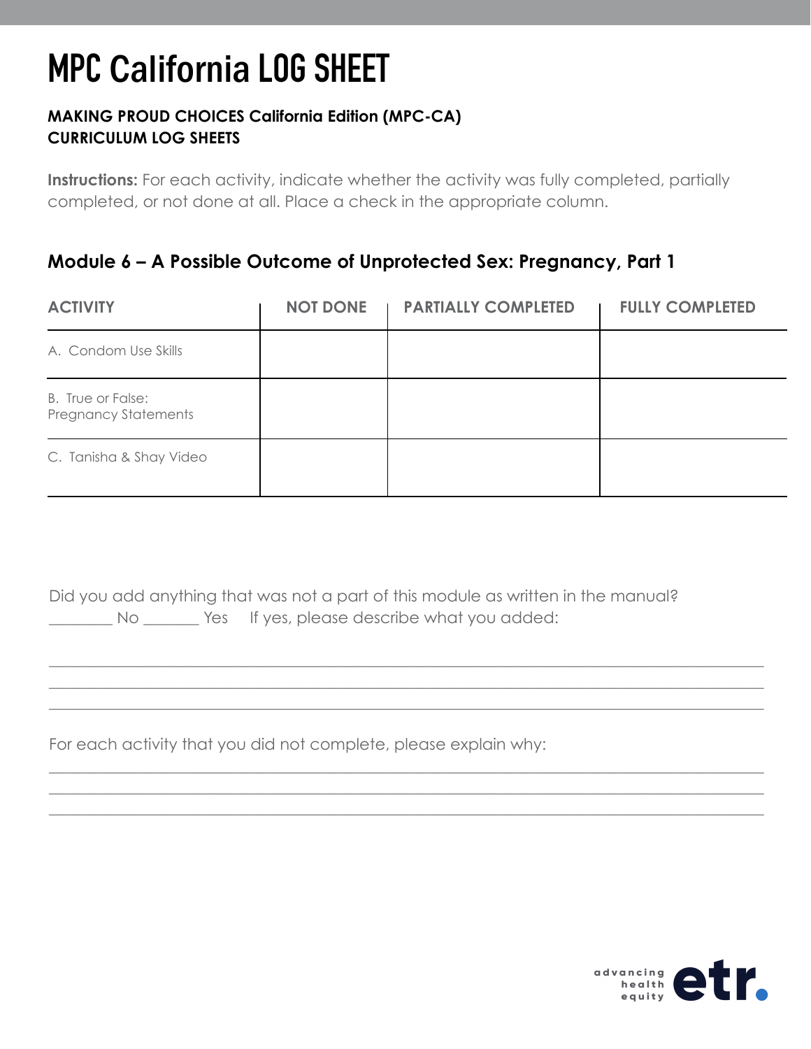# MPC California LOG SHEET

**MAKING PROUD CHOICES California Edition (MPC-CA)**
**CURRICULUM LOG SHEETS**

**Instructions:** For each activity, indicate whether the activity was fully completed, partially completed, or not done at all. Place a check in the appropriate column.

### Module 6 – A Possible Outcome of Unprotected Sex: Pregnancy, Part 1

| ACTIVITY | NOT DONE | PARTIALLY COMPLETED | FULLY COMPLETED |
| --- | --- | --- | --- |
| A. Condom Use Skills | | | |
| B. True or False: Pregnancy Statements | | | |
| C. Tanisha & Shay Video | | | |

Did you add anything that was not a part of this module as written in the manual?
________ No _______ Yes If yes, please describe what you added:

______________________________________________________________________________
______________________________________________________________________________
______________________________________________________________________________

For each activity that you did not complete, please explain why:

______________________________________________________________________________
______________________________________________________________________________
______________________________________________________________________________

advancing health equity etr.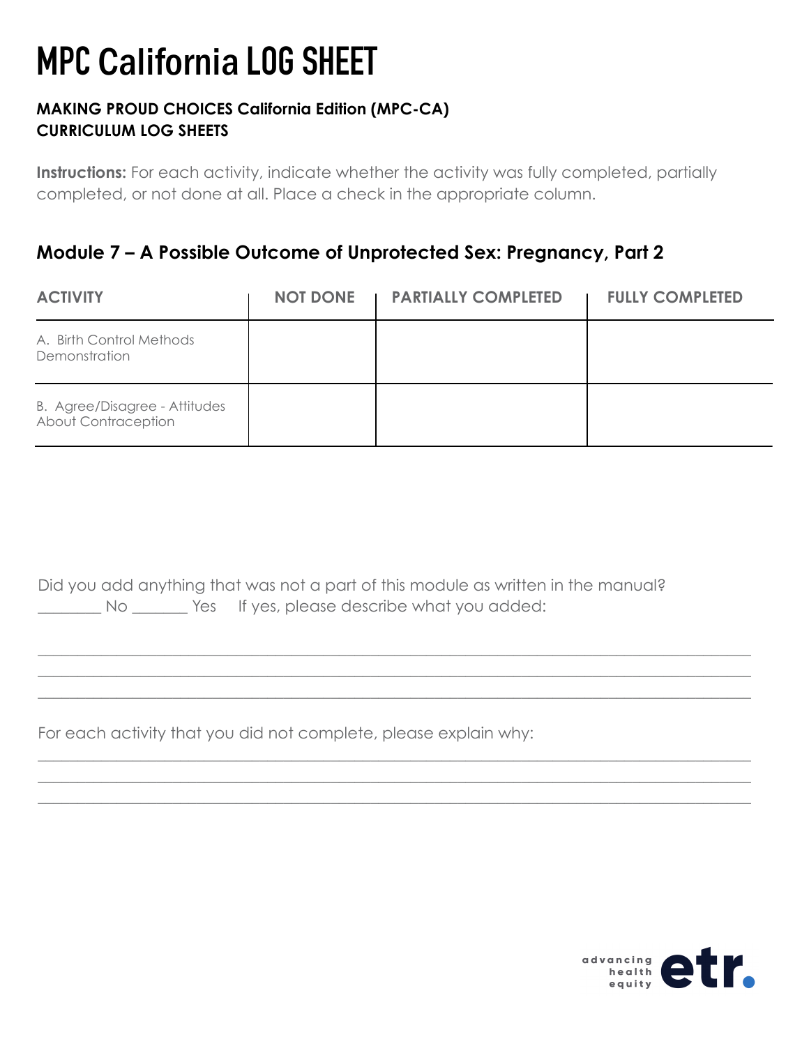# MPC California LOG SHEET

**MAKING PROUD CHOICES California Edition (MPC-CA)**
**CURRICULUM LOG SHEETS**

**Instructions:** For each activity, indicate whether the activity was fully completed, partially completed, or not done at all. Place a check in the appropriate column.

## Module 7 – A Possible Outcome of Unprotected Sex: Pregnancy, Part 2

| ACTIVITY | NOT DONE | PARTIALLY COMPLETED | FULLY COMPLETED |
|---|---|---|---|
| A. Birth Control Methods Demonstration | | | |
| B. Agree/Disagree - Attitudes About Contraception | | | |

Did you add anything that was not a part of this module as written in the manual?
________ No _______ Yes    If yes, please describe what you added:

______________________________________________________________________________
______________________________________________________________________________
______________________________________________________________________________

For each activity that you did not complete, please explain why:

______________________________________________________________________________
______________________________________________________________________________
______________________________________________________________________________

advancing health equity etr.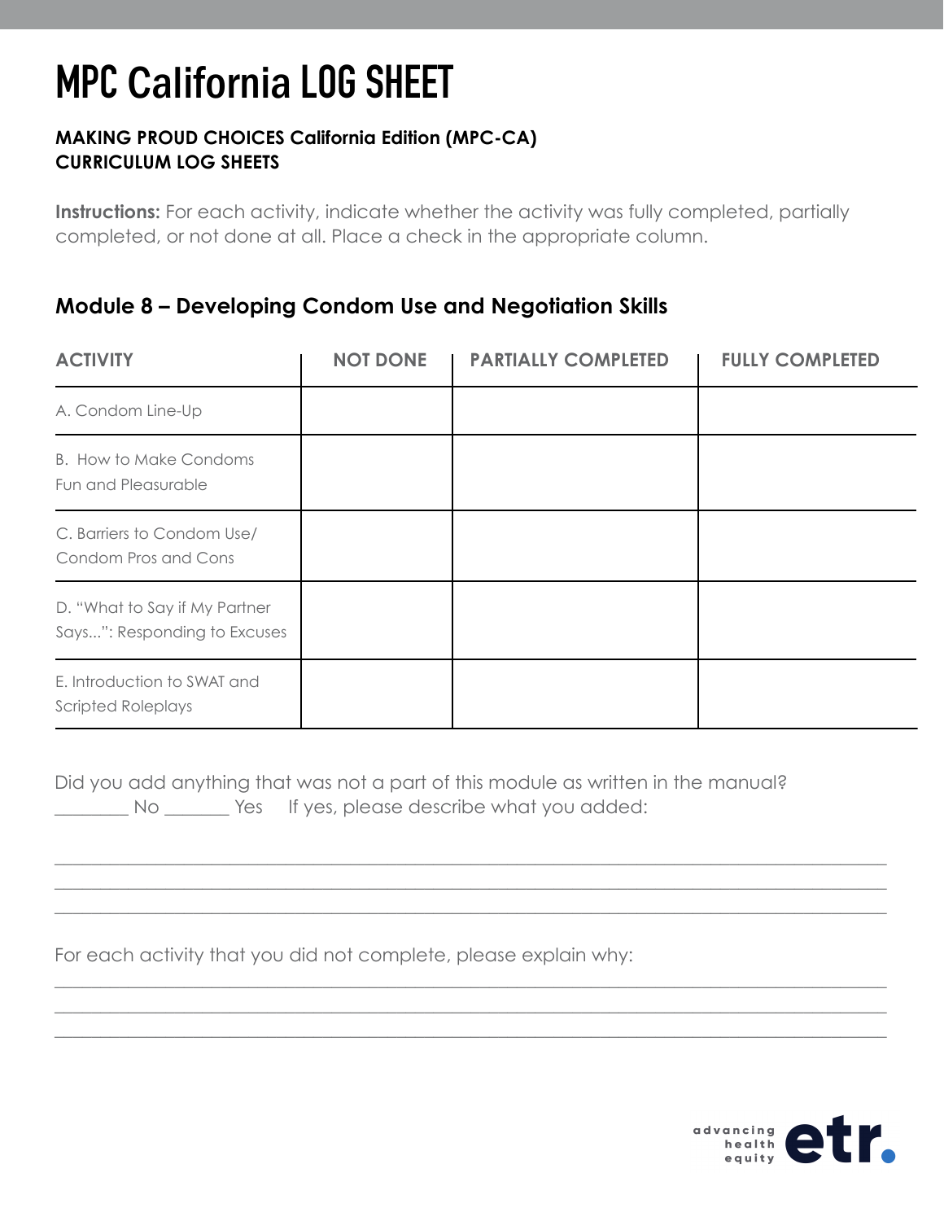# MPC California LOG SHEET

**MAKING PROUD CHOICES California Edition (MPC-CA)**
**CURRICULUM LOG SHEETS**

**Instructions:** For each activity, indicate whether the activity was fully completed, partially completed, or not done at all. Place a check in the appropriate column.

### Module 8 – Developing Condom Use and Negotiation Skills

| ACTIVITY | NOT DONE | PARTIALLY COMPLETED | FULLY COMPLETED |
|---|---|---|---|
| A. Condom Line-Up | | | |
| B. How to Make Condoms Fun and Pleasurable | | | |
| C. Barriers to Condom Use/ Condom Pros and Cons | | | |
| D. "What to Say if My Partner Says...": Responding to Excuses | | | |
| E. Introduction to SWAT and Scripted Roleplays | | | |

Did you add anything that was not a part of this module as written in the manual?
________ No _______ Yes If yes, please describe what you added:

______________________________________________________________________________
______________________________________________________________________________
______________________________________________________________________________

For each activity that you did not complete, please explain why:

______________________________________________________________________________
______________________________________________________________________________
______________________________________________________________________________

advancing health equity etr.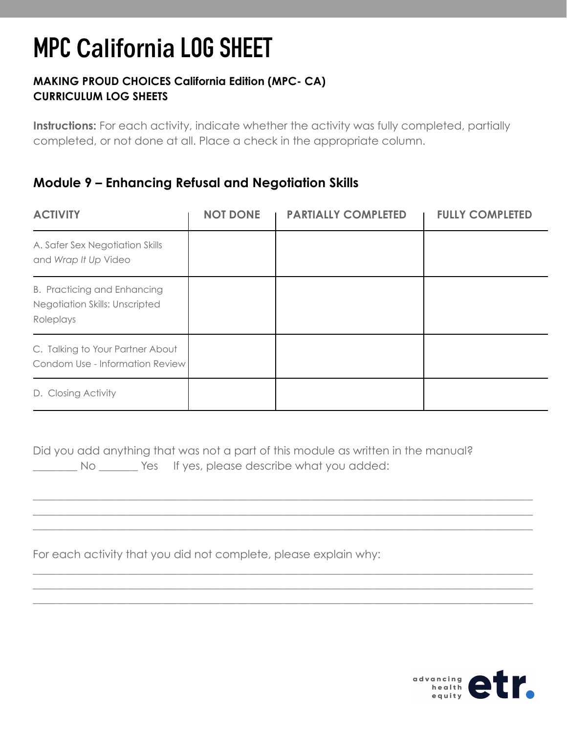# MPC California LOG SHEET

**MAKING PROUD CHOICES California Edition (MPC- CA)**
**CURRICULUM LOG SHEETS**

**Instructions:** For each activity, indicate whether the activity was fully completed, partially completed, or not done at all. Place a check in the appropriate column.

## Module 9 – Enhancing Refusal and Negotiation Skills

| ACTIVITY | NOT DONE | PARTIALLY COMPLETED | FULLY COMPLETED |
|---|---|---|---|
| A. Safer Sex Negotiation Skills and *Wrap It Up* Video | | | |
| B. Practicing and Enhancing Negotiation Skills: Unscripted Roleplays | | | |
| C. Talking to Your Partner About Condom Use - Information Review | | | |
| D. Closing Activity | | | |

Did you add anything that was not a part of this module as written in the manual?
________ No _______ Yes If yes, please describe what you added:

_______________________________________________________________________________
_______________________________________________________________________________
_______________________________________________________________________________

For each activity that you did not complete, please explain why:

_______________________________________________________________________________
_______________________________________________________________________________
_______________________________________________________________________________

advancing health equity etr.